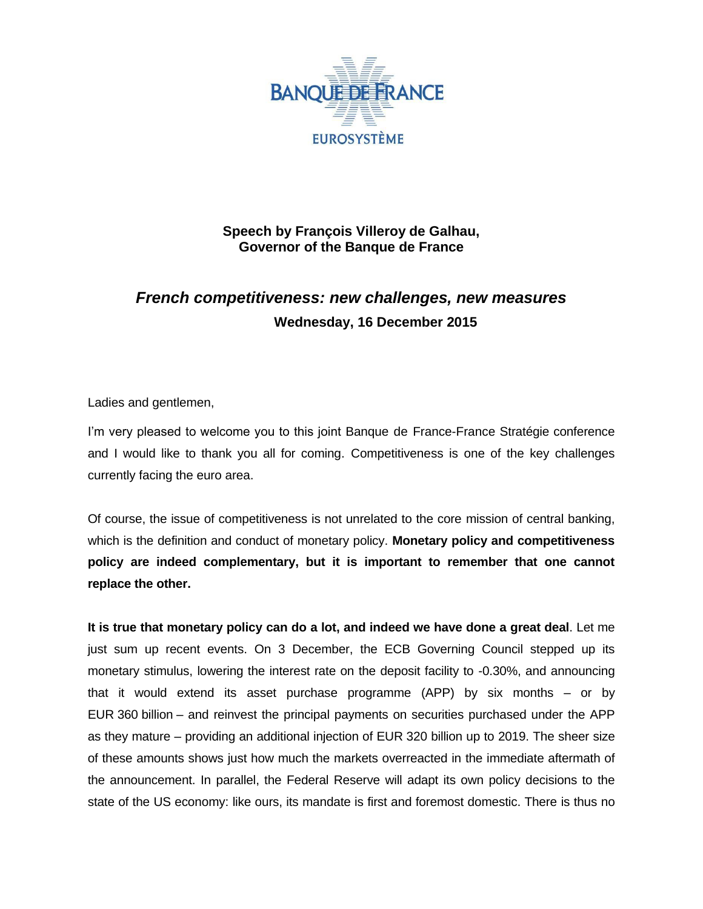BANQUE DE FRANCE

EUROSYSTÈME

**Speech by François Villeroy de Galhau,**
**Governor of the Banque de France**

# *French competitiveness: new challenges, new measures*

**Wednesday, 16 December 2015**

Ladies and gentlemen,

I'm very pleased to welcome you to this joint Banque de France-France Stratégie conference and I would like to thank you all for coming. Competitiveness is one of the key challenges currently facing the euro area.

Of course, the issue of competitiveness is not unrelated to the core mission of central banking, which is the definition and conduct of monetary policy. **Monetary policy and competitiveness policy are indeed complementary, but it is important to remember that one cannot replace the other.**

**It is true that monetary policy can do a lot, and indeed we have done a great deal**. Let me just sum up recent events. On 3 December, the ECB Governing Council stepped up its monetary stimulus, lowering the interest rate on the deposit facility to -0.30%, and announcing that it would extend its asset purchase programme (APP) by six months – or by EUR 360 billion – and reinvest the principal payments on securities purchased under the APP as they mature – providing an additional injection of EUR 320 billion up to 2019. The sheer size of these amounts shows just how much the markets overreacted in the immediate aftermath of the announcement. In parallel, the Federal Reserve will adapt its own policy decisions to the state of the US economy: like ours, its mandate is first and foremost domestic. There is thus no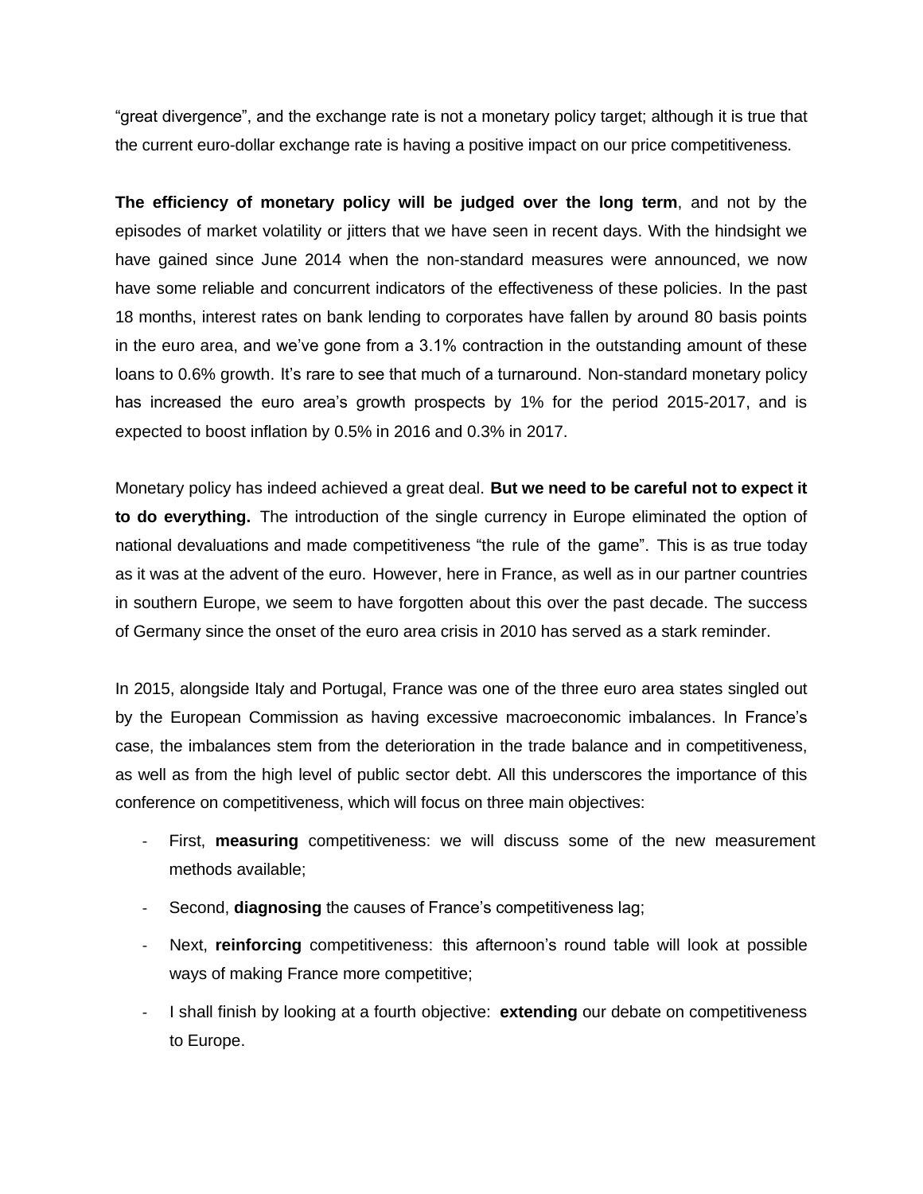"great divergence", and the exchange rate is not a monetary policy target; although it is true that the current euro-dollar exchange rate is having a positive impact on our price competitiveness.

**The efficiency of monetary policy will be judged over the long term**, and not by the episodes of market volatility or jitters that we have seen in recent days. With the hindsight we have gained since June 2014 when the non-standard measures were announced, we now have some reliable and concurrent indicators of the effectiveness of these policies. In the past 18 months, interest rates on bank lending to corporates have fallen by around 80 basis points in the euro area, and we've gone from a 3.1% contraction in the outstanding amount of these loans to 0.6% growth. It's rare to see that much of a turnaround. Non-standard monetary policy has increased the euro area's growth prospects by 1% for the period 2015-2017, and is expected to boost inflation by 0.5% in 2016 and 0.3% in 2017.

Monetary policy has indeed achieved a great deal. **But we need to be careful not to expect it to do everything.** The introduction of the single currency in Europe eliminated the option of national devaluations and made competitiveness "the rule of the game". This is as true today as it was at the advent of the euro. However, here in France, as well as in our partner countries in southern Europe, we seem to have forgotten about this over the past decade. The success of Germany since the onset of the euro area crisis in 2010 has served as a stark reminder.

In 2015, alongside Italy and Portugal, France was one of the three euro area states singled out by the European Commission as having excessive macroeconomic imbalances. In France's case, the imbalances stem from the deterioration in the trade balance and in competitiveness, as well as from the high level of public sector debt. All this underscores the importance of this conference on competitiveness, which will focus on three main objectives:

- First, **measuring** competitiveness: we will discuss some of the new measurement methods available;
- Second, **diagnosing** the causes of France's competitiveness lag;
- Next, **reinforcing** competitiveness: this afternoon's round table will look at possible ways of making France more competitive;
- I shall finish by looking at a fourth objective: **extending** our debate on competitiveness to Europe.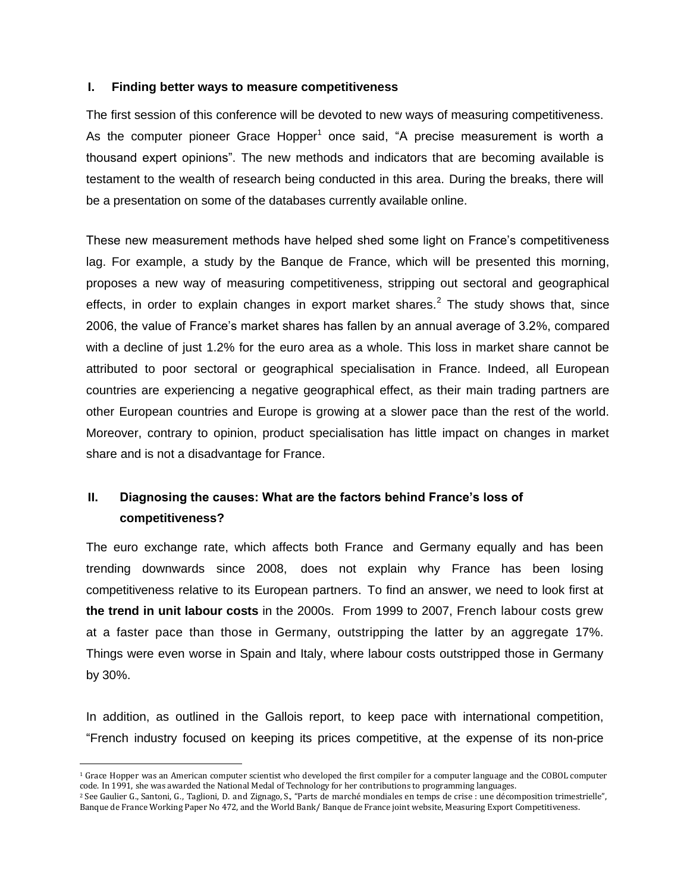## I. Finding better ways to measure competitiveness

The first session of this conference will be devoted to new ways of measuring competitiveness. As the computer pioneer Grace Hopper[1] once said, "A precise measurement is worth a thousand expert opinions". The new methods and indicators that are becoming available is testament to the wealth of research being conducted in this area. During the breaks, there will be a presentation on some of the databases currently available online.

These new measurement methods have helped shed some light on France's competitiveness lag. For example, a study by the Banque de France, which will be presented this morning, proposes a new way of measuring competitiveness, stripping out sectoral and geographical effects, in order to explain changes in export market shares.[2] The study shows that, since 2006, the value of France's market shares has fallen by an annual average of 3.2%, compared with a decline of just 1.2% for the euro area as a whole. This loss in market share cannot be attributed to poor sectoral or geographical specialisation in France. Indeed, all European countries are experiencing a negative geographical effect, as their main trading partners are other European countries and Europe is growing at a slower pace than the rest of the world. Moreover, contrary to opinion, product specialisation has little impact on changes in market share and is not a disadvantage for France.

## II. Diagnosing the causes: What are the factors behind France's loss of competitiveness?

The euro exchange rate, which affects both France and Germany equally and has been trending downwards since 2008, does not explain why France has been losing competitiveness relative to its European partners. To find an answer, we need to look first at **the trend in unit labour costs** in the 2000s. From 1999 to 2007, French labour costs grew at a faster pace than those in Germany, outstripping the latter by an aggregate 17%. Things were even worse in Spain and Italy, where labour costs outstripped those in Germany by 30%.

In addition, as outlined in the Gallois report, to keep pace with international competition, "French industry focused on keeping its prices competitive, at the expense of its non-price

---

[1] Grace Hopper was an American computer scientist who developed the first compiler for a computer language and the COBOL computer code. In 1991, she was awarded the National Medal of Technology for her contributions to programming languages.

[2] See Gaulier G., Santoni, G., Taglioni, D. and Zignago, S., "Parts de marché mondiales en temps de crise : une décomposition trimestrielle", Banque de France Working Paper No 472, and the World Bank/ Banque de France joint website, Measuring Export Competitiveness.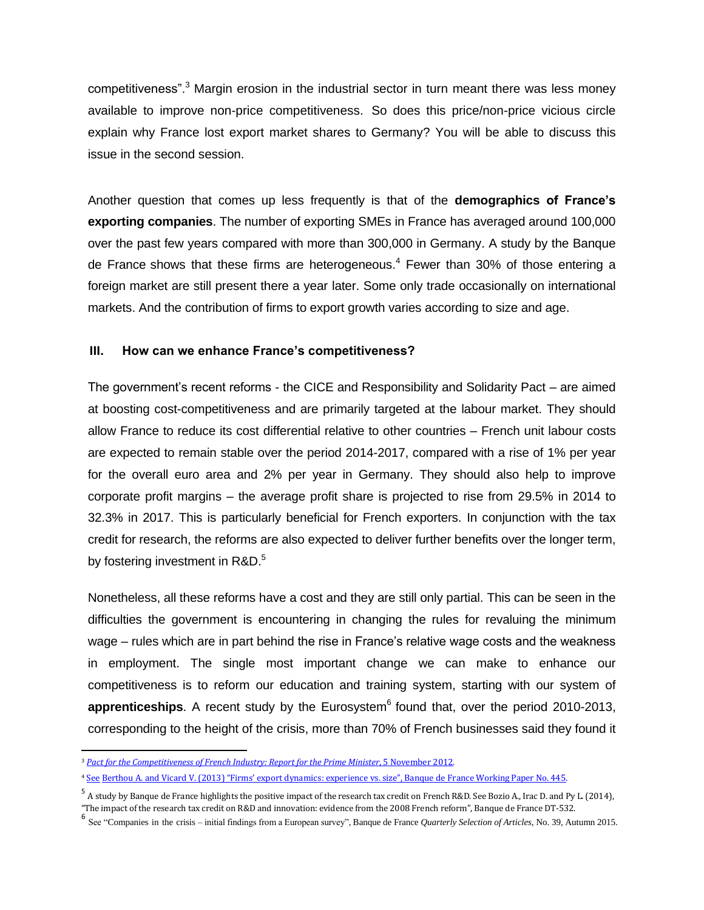competitiveness".[3] Margin erosion in the industrial sector in turn meant there was less money available to improve non-price competitiveness. So does this price/non-price vicious circle explain why France lost export market shares to Germany? You will be able to discuss this issue in the second session.

Another question that comes up less frequently is that of the **demographics of France's exporting companies**. The number of exporting SMEs in France has averaged around 100,000 over the past few years compared with more than 300,000 in Germany. A study by the Banque de France shows that these firms are heterogeneous.[4] Fewer than 30% of those entering a foreign market are still present there a year later. Some only trade occasionally on international markets. And the contribution of firms to export growth varies according to size and age.

## III. How can we enhance France's competitiveness?

The government's recent reforms - the CICE and Responsibility and Solidarity Pact – are aimed at boosting cost-competitiveness and are primarily targeted at the labour market. They should allow France to reduce its cost differential relative to other countries – French unit labour costs are expected to remain stable over the period 2014-2017, compared with a rise of 1% per year for the overall euro area and 2% per year in Germany. They should also help to improve corporate profit margins – the average profit share is projected to rise from 29.5% in 2014 to 32.3% in 2017. This is particularly beneficial for French exporters. In conjunction with the tax credit for research, the reforms are also expected to deliver further benefits over the longer term, by fostering investment in R&D.[5]

Nonetheless, all these reforms have a cost and they are still only partial. This can be seen in the difficulties the government is encountering in changing the rules for revaluing the minimum wage – rules which are in part behind the rise in France's relative wage costs and the weakness in employment. The single most important change we can make to enhance our competitiveness is to reform our education and training system, starting with our system of **apprenticeships**. A recent study by the Eurosystem[6] found that, over the period 2010-2013, corresponding to the height of the crisis, more than 70% of French businesses said they found it

---

[3] *Pact for the Competitiveness of French Industry: Report for the Prime Minister*, 5 November 2012.

[4] See Berthou A. and Vicard V. (2013) "Firms' export dynamics: experience vs. size", Banque de France Working Paper No. 445.

[5] A study by Banque de France highlights the positive impact of the research tax credit on French R&D. See Bozio A., Irac D. and Py L. (2014), "The impact of the research tax credit on R&D and innovation: evidence from the 2008 French reform", Banque de France DT-532.

[6] See "Companies in the crisis – initial findings from a European survey", Banque de France *Quarterly Selection of Articles*, No. 39, Autumn 2015.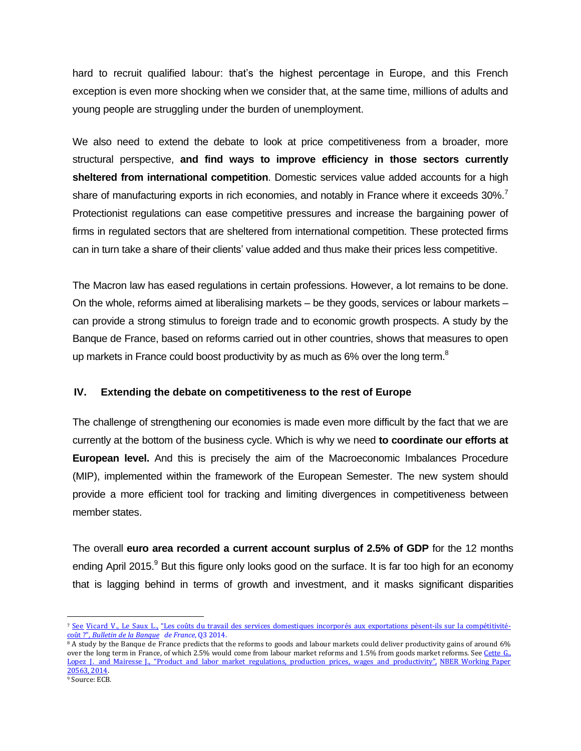hard to recruit qualified labour: that's the highest percentage in Europe, and this French exception is even more shocking when we consider that, at the same time, millions of adults and young people are struggling under the burden of unemployment.

We also need to extend the debate to look at price competitiveness from a broader, more structural perspective, **and find ways to improve efficiency in those sectors currently sheltered from international competition**. Domestic services value added accounts for a high share of manufacturing exports in rich economies, and notably in France where it exceeds 30%.[7] Protectionist regulations can ease competitive pressures and increase the bargaining power of firms in regulated sectors that are sheltered from international competition. These protected firms can in turn take a share of their clients' value added and thus make their prices less competitive.

The Macron law has eased regulations in certain professions. However, a lot remains to be done. On the whole, reforms aimed at liberalising markets – be they goods, services or labour markets – can provide a strong stimulus to foreign trade and to economic growth prospects. A study by the Banque de France, based on reforms carried out in other countries, shows that measures to open up markets in France could boost productivity by as much as 6% over the long term.[8]

## IV. Extending the debate on competitiveness to the rest of Europe

The challenge of strengthening our economies is made even more difficult by the fact that we are currently at the bottom of the business cycle. Which is why we need **to coordinate our efforts at European level.** And this is precisely the aim of the Macroeconomic Imbalances Procedure (MIP), implemented within the framework of the European Semester. The new system should provide a more efficient tool for tracking and limiting divergences in competitiveness between member states.

The overall **euro area recorded a current account surplus of 2.5% of GDP** for the 12 months ending April 2015.[9] But this figure only looks good on the surface. It is far too high for an economy that is lagging behind in terms of growth and investment, and it masks significant disparities

---

[7] See Vicard V., Le Saux L., "Les coûts du travail des services domestiques incorporés aux exportations pèsent-ils sur la compétitivité-coût ?", *Bulletin de la Banque de France*, Q3 2014.

[8] A study by the Banque de France predicts that the reforms to goods and labour markets could deliver productivity gains of around 6% over the long term in France, of which 2.5% would come from labour market reforms and 1.5% from goods market reforms. See Cette G., Lopez J. and Mairesse J., "Product and labor market regulations, production prices, wages and productivity", NBER Working Paper 20563, 2014.

[9] Source: ECB.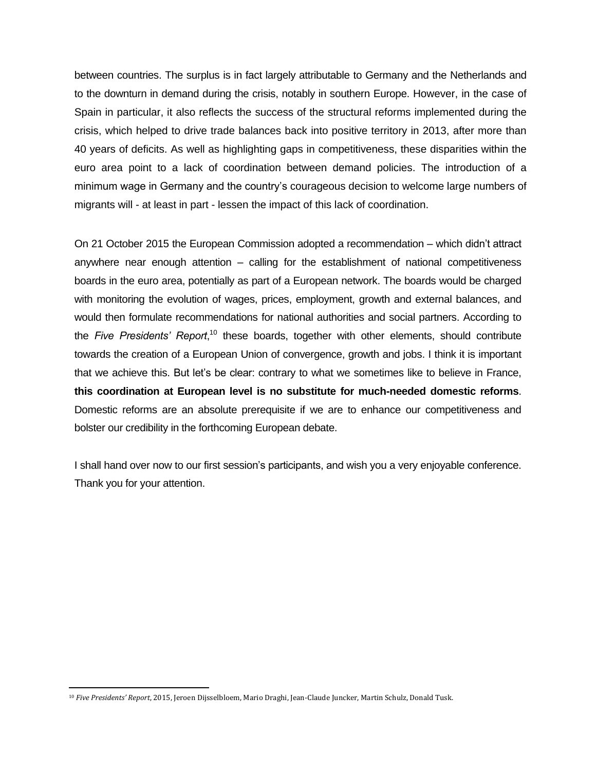between countries. The surplus is in fact largely attributable to Germany and the Netherlands and to the downturn in demand during the crisis, notably in southern Europe. However, in the case of Spain in particular, it also reflects the success of the structural reforms implemented during the crisis, which helped to drive trade balances back into positive territory in 2013, after more than 40 years of deficits. As well as highlighting gaps in competitiveness, these disparities within the euro area point to a lack of coordination between demand policies. The introduction of a minimum wage in Germany and the country's courageous decision to welcome large numbers of migrants will - at least in part - lessen the impact of this lack of coordination.

On 21 October 2015 the European Commission adopted a recommendation – which didn't attract anywhere near enough attention – calling for the establishment of national competitiveness boards in the euro area, potentially as part of a European network. The boards would be charged with monitoring the evolution of wages, prices, employment, growth and external balances, and would then formulate recommendations for national authorities and social partners. According to the *Five Presidents' Report*,[10] these boards, together with other elements, should contribute towards the creation of a European Union of convergence, growth and jobs. I think it is important that we achieve this. But let's be clear: contrary to what we sometimes like to believe in France, **this coordination at European level is no substitute for much-needed domestic reforms**. Domestic reforms are an absolute prerequisite if we are to enhance our competitiveness and bolster our credibility in the forthcoming European debate.

I shall hand over now to our first session's participants, and wish you a very enjoyable conference. Thank you for your attention.

---

[10] *Five Presidents' Report*, 2015, Jeroen Dijsselbloem, Mario Draghi, Jean-Claude Juncker, Martin Schulz, Donald Tusk.